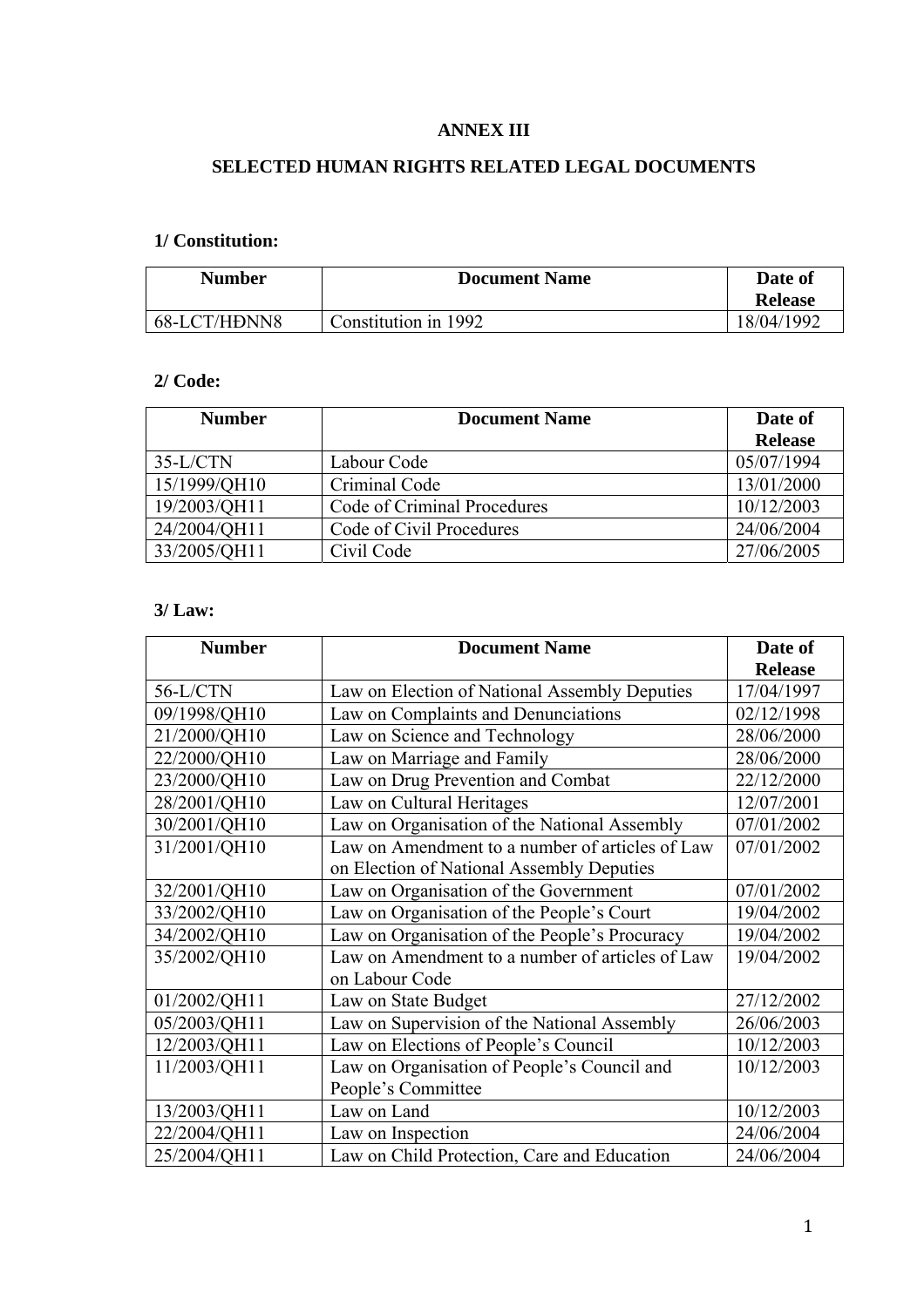# ANNEX III

## SELECTED HUMAN RIGHTS RELATED LEGAL DOCUMENTS

### 1/ Constitution:

| Number | Document Name | Date of Release |
|---|---|---|
| 68-LCT/HĐNN8 | Constitution in 1992 | 18/04/1992 |

### 2/ Code:

| Number | Document Name | Date of Release |
|---|---|---|
| 35-L/CTN | Labour Code | 05/07/1994 |
| 15/1999/QH10 | Criminal Code | 13/01/2000 |
| 19/2003/QH11 | Code of Criminal Procedures | 10/12/2003 |
| 24/2004/QH11 | Code of Civil Procedures | 24/06/2004 |
| 33/2005/QH11 | Civil Code | 27/06/2005 |

### 3/ Law:

| Number | Document Name | Date of Release |
|---|---|---|
| 56-L/CTN | Law on Election of National Assembly Deputies | 17/04/1997 |
| 09/1998/QH10 | Law on Complaints and Denunciations | 02/12/1998 |
| 21/2000/QH10 | Law on Science and Technology | 28/06/2000 |
| 22/2000/QH10 | Law on Marriage and Family | 28/06/2000 |
| 23/2000/QH10 | Law on Drug Prevention and Combat | 22/12/2000 |
| 28/2001/QH10 | Law on Cultural Heritages | 12/07/2001 |
| 30/2001/QH10 | Law on Organisation of the National Assembly | 07/01/2002 |
| 31/2001/QH10 | Law on Amendment to a number of articles of Law on Election of National Assembly Deputies | 07/01/2002 |
| 32/2001/QH10 | Law on Organisation of the Government | 07/01/2002 |
| 33/2002/QH10 | Law on Organisation of the People's Court | 19/04/2002 |
| 34/2002/QH10 | Law on Organisation of the People's Procuracy | 19/04/2002 |
| 35/2002/QH10 | Law on Amendment to a number of articles of Law on Labour Code | 19/04/2002 |
| 01/2002/QH11 | Law on State Budget | 27/12/2002 |
| 05/2003/QH11 | Law on Supervision of the National Assembly | 26/06/2003 |
| 12/2003/QH11 | Law on Elections of People's Council | 10/12/2003 |
| 11/2003/QH11 | Law on Organisation of People's Council and People's Committee | 10/12/2003 |
| 13/2003/QH11 | Law on Land | 10/12/2003 |
| 22/2004/QH11 | Law on Inspection | 24/06/2004 |
| 25/2004/QH11 | Law on Child Protection, Care and Education | 24/06/2004 |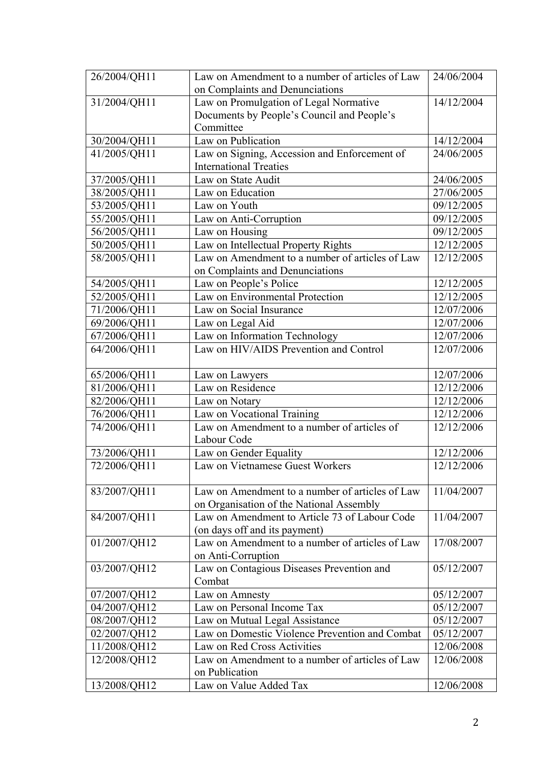| 26/2004/QH11 | Law on Amendment to a number of articles of Law on Complaints and Denunciations | 24/06/2004 |
|---|---|---|
| 31/2004/QH11 | Law on Promulgation of Legal Normative Documents by People's Council and People's Committee | 14/12/2004 |
| 30/2004/QH11 | Law on Publication | 14/12/2004 |
| 41/2005/QH11 | Law on Signing, Accession and Enforcement of International Treaties | 24/06/2005 |
| 37/2005/QH11 | Law on State Audit | 24/06/2005 |
| 38/2005/QH11 | Law on Education | 27/06/2005 |
| 53/2005/QH11 | Law on Youth | 09/12/2005 |
| 55/2005/QH11 | Law on Anti-Corruption | 09/12/2005 |
| 56/2005/QH11 | Law on Housing | 09/12/2005 |
| 50/2005/QH11 | Law on Intellectual Property Rights | 12/12/2005 |
| 58/2005/QH11 | Law on Amendment to a number of articles of Law on Complaints and Denunciations | 12/12/2005 |
| 54/2005/QH11 | Law on People's Police | 12/12/2005 |
| 52/2005/QH11 | Law on Environmental Protection | 12/12/2005 |
| 71/2006/QH11 | Law on Social Insurance | 12/07/2006 |
| 69/2006/QH11 | Law on Legal Aid | 12/07/2006 |
| 67/2006/QH11 | Law on Information Technology | 12/07/2006 |
| 64/2006/QH11 | Law on HIV/AIDS Prevention and Control | 12/07/2006 |
| 65/2006/QH11 | Law on Lawyers | 12/07/2006 |
| 81/2006/QH11 | Law on Residence | 12/12/2006 |
| 82/2006/QH11 | Law on Notary | 12/12/2006 |
| 76/2006/QH11 | Law on Vocational Training | 12/12/2006 |
| 74/2006/QH11 | Law on Amendment to a number of articles of Labour Code | 12/12/2006 |
| 73/2006/QH11 | Law on Gender Equality | 12/12/2006 |
| 72/2006/QH11 | Law on Vietnamese Guest Workers | 12/12/2006 |
| 83/2007/QH11 | Law on Amendment to a number of articles of Law on Organisation of the National Assembly | 11/04/2007 |
| 84/2007/QH11 | Law on Amendment to Article 73 of Labour Code (on days off and its payment) | 11/04/2007 |
| 01/2007/QH12 | Law on Amendment to a number of articles of Law on Anti-Corruption | 17/08/2007 |
| 03/2007/QH12 | Law on Contagious Diseases Prevention and Combat | 05/12/2007 |
| 07/2007/QH12 | Law on Amnesty | 05/12/2007 |
| 04/2007/QH12 | Law on Personal Income Tax | 05/12/2007 |
| 08/2007/QH12 | Law on Mutual Legal Assistance | 05/12/2007 |
| 02/2007/QH12 | Law on Domestic Violence Prevention and Combat | 05/12/2007 |
| 11/2008/QH12 | Law on Red Cross Activities | 12/06/2008 |
| 12/2008/QH12 | Law on Amendment to a number of articles of Law on Publication | 12/06/2008 |
| 13/2008/QH12 | Law on Value Added Tax | 12/06/2008 |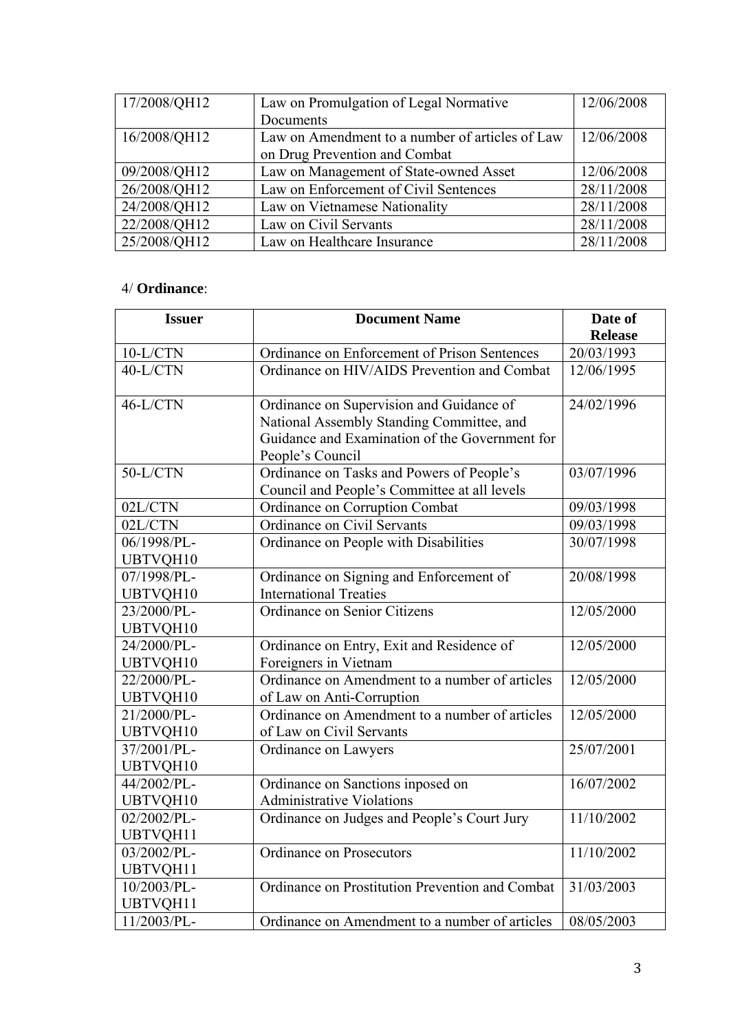| 17/2008/QH12 | Law on Promulgation of Legal Normative Documents | 12/06/2008 |
|---|---|---|
| 16/2008/QH12 | Law on Amendment to a number of articles of Law on Drug Prevention and Combat | 12/06/2008 |
| 09/2008/QH12 | Law on Management of State-owned Asset | 12/06/2008 |
| 26/2008/QH12 | Law on Enforcement of Civil Sentences | 28/11/2008 |
| 24/2008/QH12 | Law on Vietnamese Nationality | 28/11/2008 |
| 22/2008/QH12 | Law on Civil Servants | 28/11/2008 |
| 25/2008/QH12 | Law on Healthcare Insurance | 28/11/2008 |

4/ **Ordinance**:

| **Issuer** | **Document Name** | **Date of Release** |
|---|---|---|
| 10-L/CTN | Ordinance on Enforcement of Prison Sentences | 20/03/1993 |
| 40-L/CTN | Ordinance on HIV/AIDS Prevention and Combat | 12/06/1995 |
| 46-L/CTN | Ordinance on Supervision and Guidance of National Assembly Standing Committee, and Guidance and Examination of the Government for People's Council | 24/02/1996 |
| 50-L/CTN | Ordinance on Tasks and Powers of People's Council and People's Committee at all levels | 03/07/1996 |
| 02L/CTN | Ordinance on Corruption Combat | 09/03/1998 |
| 02L/CTN | Ordinance on Civil Servants | 09/03/1998 |
| 06/1998/PL-UBTVQH10 | Ordinance on People with Disabilities | 30/07/1998 |
| 07/1998/PL-UBTVQH10 | Ordinance on Signing and Enforcement of International Treaties | 20/08/1998 |
| 23/2000/PL-UBTVQH10 | Ordinance on Senior Citizens | 12/05/2000 |
| 24/2000/PL-UBTVQH10 | Ordinance on Entry, Exit and Residence of Foreigners in Vietnam | 12/05/2000 |
| 22/2000/PL-UBTVQH10 | Ordinance on Amendment to a number of articles of Law on Anti-Corruption | 12/05/2000 |
| 21/2000/PL-UBTVQH10 | Ordinance on Amendment to a number of articles of Law on Civil Servants | 12/05/2000 |
| 37/2001/PL-UBTVQH10 | Ordinance on Lawyers | 25/07/2001 |
| 44/2002/PL-UBTVQH10 | Ordinance on Sanctions inposed on Administrative Violations | 16/07/2002 |
| 02/2002/PL-UBTVQH11 | Ordinance on Judges and People's Court Jury | 11/10/2002 |
| 03/2002/PL-UBTVQH11 | Ordinance on Prosecutors | 11/10/2002 |
| 10/2003/PL-UBTVQH11 | Ordinance on Prostitution Prevention and Combat | 31/03/2003 |
| 11/2003/PL- | Ordinance on Amendment to a number of articles | 08/05/2003 |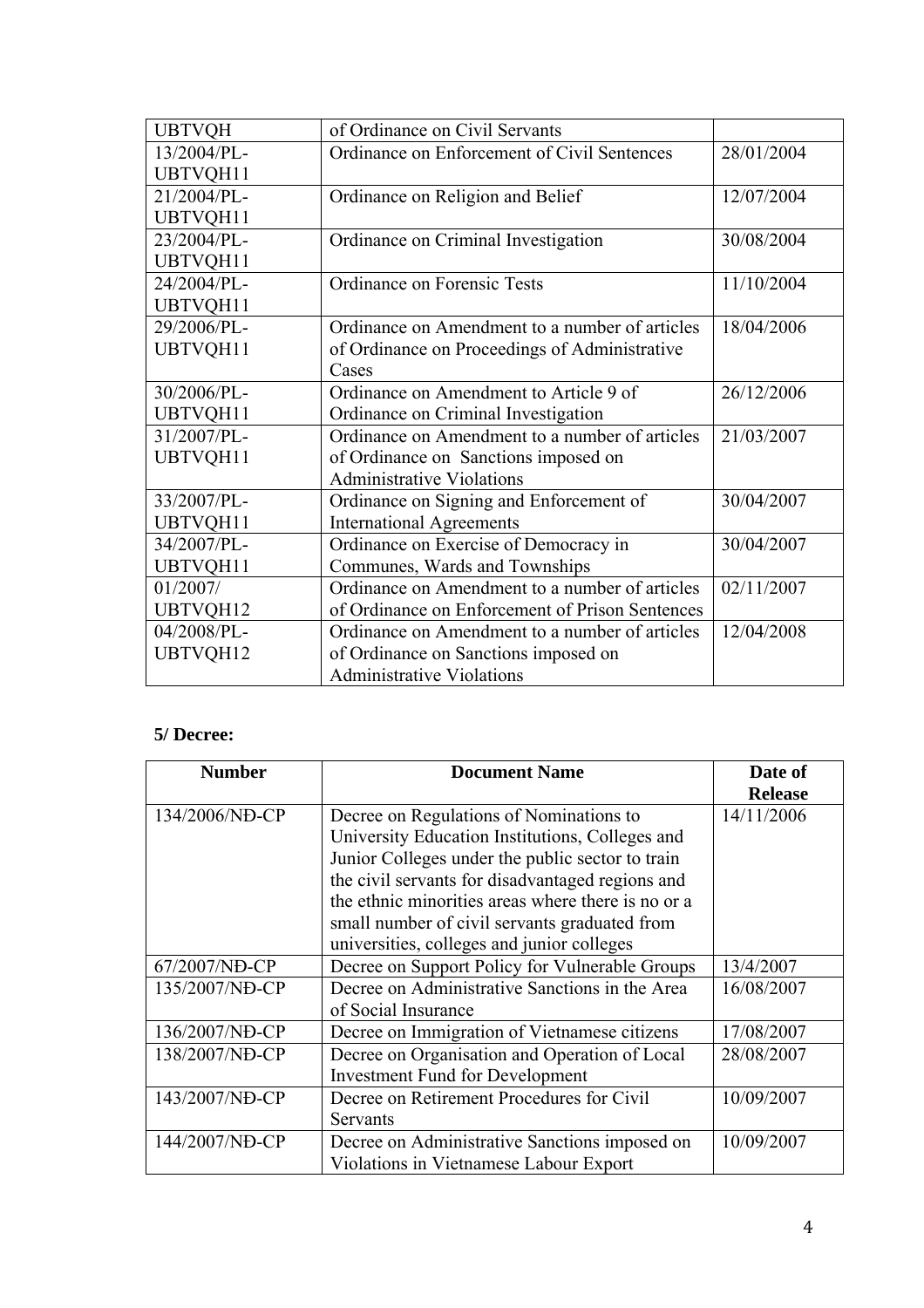| | | |
|---|---|---|
| UBTVQH | of Ordinance on Civil Servants | |
| 13/2004/PL-UBTVQH11 | Ordinance on Enforcement of Civil Sentences | 28/01/2004 |
| 21/2004/PL-UBTVQH11 | Ordinance on Religion and Belief | 12/07/2004 |
| 23/2004/PL-UBTVQH11 | Ordinance on Criminal Investigation | 30/08/2004 |
| 24/2004/PL-UBTVQH11 | Ordinance on Forensic Tests | 11/10/2004 |
| 29/2006/PL-UBTVQH11 | Ordinance on Amendment to a number of articles of Ordinance on Proceedings of Administrative Cases | 18/04/2006 |
| 30/2006/PL-UBTVQH11 | Ordinance on Amendment to Article 9 of Ordinance on Criminal Investigation | 26/12/2006 |
| 31/2007/PL-UBTVQH11 | Ordinance on Amendment to a number of articles of Ordinance on Sanctions imposed on Administrative Violations | 21/03/2007 |
| 33/2007/PL-UBTVQH11 | Ordinance on Signing and Enforcement of International Agreements | 30/04/2007 |
| 34/2007/PL-UBTVQH11 | Ordinance on Exercise of Democracy in Communes, Wards and Townships | 30/04/2007 |
| 01/2007/UBTVQH12 | Ordinance on Amendment to a number of articles of Ordinance on Enforcement of Prison Sentences | 02/11/2007 |
| 04/2008/PL-UBTVQH12 | Ordinance on Amendment to a number of articles of Ordinance on Sanctions imposed on Administrative Violations | 12/04/2008 |

**5/ Decree:**

| Number | Document Name | Date of Release |
|---|---|---|
| 134/2006/NĐ-CP | Decree on Regulations of Nominations to University Education Institutions, Colleges and Junior Colleges under the public sector to train the civil servants for disadvantaged regions and the ethnic minorities areas where there is no or a small number of civil servants graduated from universities, colleges and junior colleges | 14/11/2006 |
| 67/2007/NĐ-CP | Decree on Support Policy for Vulnerable Groups | 13/4/2007 |
| 135/2007/NĐ-CP | Decree on Administrative Sanctions in the Area of Social Insurance | 16/08/2007 |
| 136/2007/NĐ-CP | Decree on Immigration of Vietnamese citizens | 17/08/2007 |
| 138/2007/NĐ-CP | Decree on Organisation and Operation of Local Investment Fund for Development | 28/08/2007 |
| 143/2007/NĐ-CP | Decree on Retirement Procedures for Civil Servants | 10/09/2007 |
| 144/2007/NĐ-CP | Decree on Administrative Sanctions imposed on Violations in Vietnamese Labour Export | 10/09/2007 |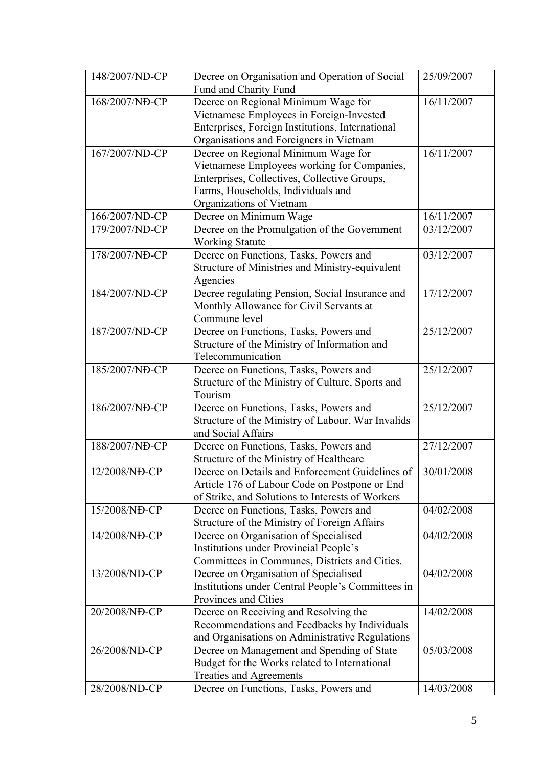| 148/2007/NĐ-CP | Decree on Organisation and Operation of Social Fund and Charity Fund | 25/09/2007 |
|---|---|---|
| 168/2007/NĐ-CP | Decree on Regional Minimum Wage for Vietnamese Employees in Foreign-Invested Enterprises, Foreign Institutions, International Organisations and Foreigners in Vietnam | 16/11/2007 |
| 167/2007/NĐ-CP | Decree on Regional Minimum Wage for Vietnamese Employees working for Companies, Enterprises, Collectives, Collective Groups, Farms, Households, Individuals and Organizations of Vietnam | 16/11/2007 |
| 166/2007/NĐ-CP | Decree on Minimum Wage | 16/11/2007 |
| 179/2007/NĐ-CP | Decree on the Promulgation of the Government Working Statute | 03/12/2007 |
| 178/2007/NĐ-CP | Decree on Functions, Tasks, Powers and Structure of Ministries and Ministry-equivalent Agencies | 03/12/2007 |
| 184/2007/NĐ-CP | Decree regulating Pension, Social Insurance and Monthly Allowance for Civil Servants at Commune level | 17/12/2007 |
| 187/2007/NĐ-CP | Decree on Functions, Tasks, Powers and Structure of the Ministry of Information and Telecommunication | 25/12/2007 |
| 185/2007/NĐ-CP | Decree on Functions, Tasks, Powers and Structure of the Ministry of Culture, Sports and Tourism | 25/12/2007 |
| 186/2007/NĐ-CP | Decree on Functions, Tasks, Powers and Structure of the Ministry of Labour, War Invalids and Social Affairs | 25/12/2007 |
| 188/2007/NĐ-CP | Decree on Functions, Tasks, Powers and Structure of the Ministry of Healthcare | 27/12/2007 |
| 12/2008/NĐ-CP | Decree on Details and Enforcement Guidelines of Article 176 of Labour Code on Postpone or End of Strike, and Solutions to Interests of Workers | 30/01/2008 |
| 15/2008/NĐ-CP | Decree on Functions, Tasks, Powers and Structure of the Ministry of Foreign Affairs | 04/02/2008 |
| 14/2008/NĐ-CP | Decree on Organisation of Specialised Institutions under Provincial People's Committees in Communes, Districts and Cities. | 04/02/2008 |
| 13/2008/NĐ-CP | Decree on Organisation of Specialised Institutions under Central People's Committees in Provinces and Cities | 04/02/2008 |
| 20/2008/NĐ-CP | Decree on Receiving and Resolving the Recommendations and Feedbacks by Individuals and Organisations on Administrative Regulations | 14/02/2008 |
| 26/2008/NĐ-CP | Decree on Management and Spending of State Budget for the Works related to International Treaties and Agreements | 05/03/2008 |
| 28/2008/NĐ-CP | Decree on Functions, Tasks, Powers and | 14/03/2008 |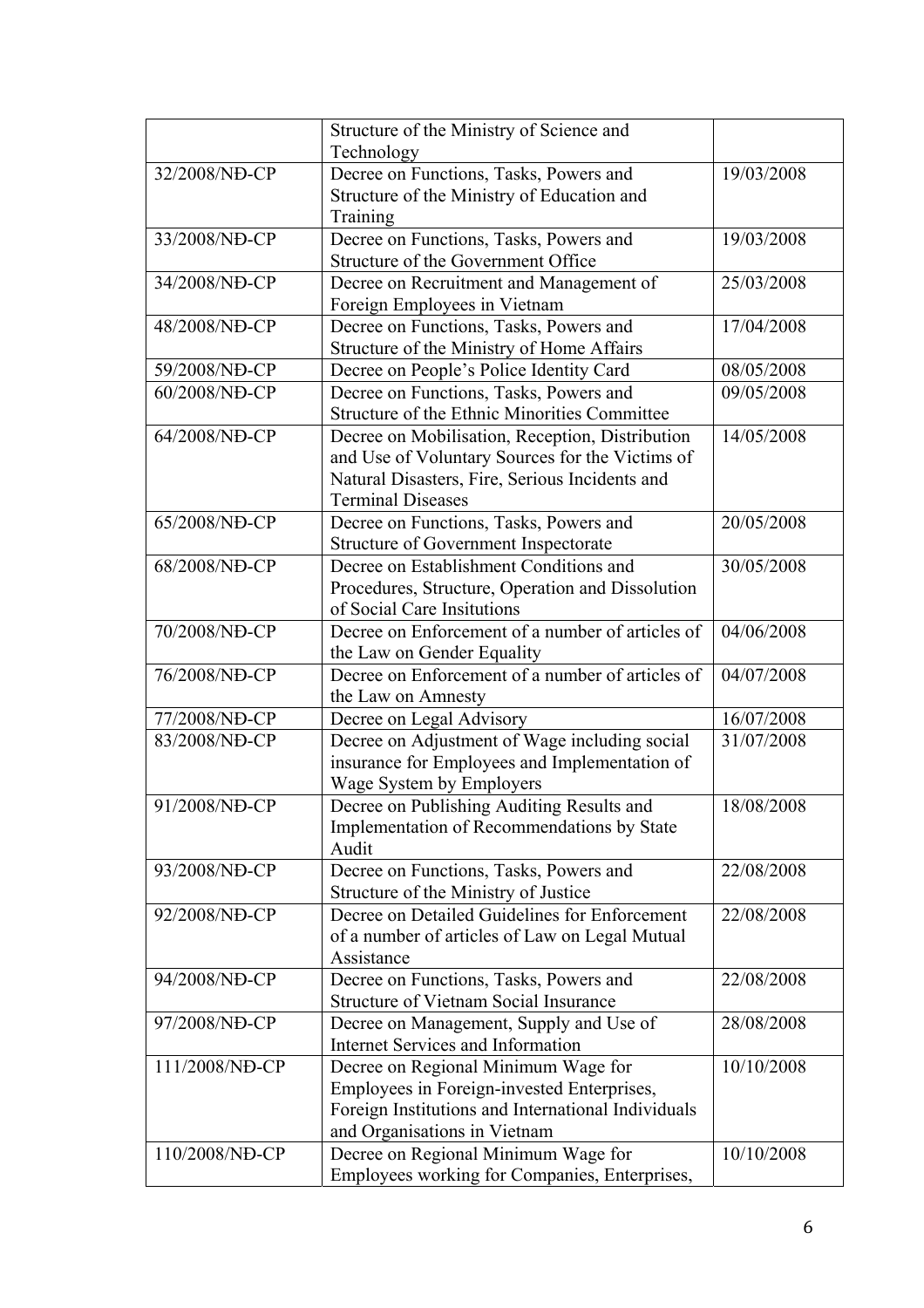| | | |
|---|---|---|
| | Structure of the Ministry of Science and Technology | |
| 32/2008/NĐ-CP | Decree on Functions, Tasks, Powers and Structure of the Ministry of Education and Training | 19/03/2008 |
| 33/2008/NĐ-CP | Decree on Functions, Tasks, Powers and Structure of the Government Office | 19/03/2008 |
| 34/2008/NĐ-CP | Decree on Recruitment and Management of Foreign Employees in Vietnam | 25/03/2008 |
| 48/2008/NĐ-CP | Decree on Functions, Tasks, Powers and Structure of the Ministry of Home Affairs | 17/04/2008 |
| 59/2008/NĐ-CP | Decree on People's Police Identity Card | 08/05/2008 |
| 60/2008/NĐ-CP | Decree on Functions, Tasks, Powers and Structure of the Ethnic Minorities Committee | 09/05/2008 |
| 64/2008/NĐ-CP | Decree on Mobilisation, Reception, Distribution and Use of Voluntary Sources for the Victims of Natural Disasters, Fire, Serious Incidents and Terminal Diseases | 14/05/2008 |
| 65/2008/NĐ-CP | Decree on Functions, Tasks, Powers and Structure of Government Inspectorate | 20/05/2008 |
| 68/2008/NĐ-CP | Decree on Establishment Conditions and Procedures, Structure, Operation and Dissolution of Social Care Insitutions | 30/05/2008 |
| 70/2008/NĐ-CP | Decree on Enforcement of a number of articles of the Law on Gender Equality | 04/06/2008 |
| 76/2008/NĐ-CP | Decree on Enforcement of a number of articles of the Law on Amnesty | 04/07/2008 |
| 77/2008/NĐ-CP | Decree on Legal Advisory | 16/07/2008 |
| 83/2008/NĐ-CP | Decree on Adjustment of Wage including social insurance for Employees and Implementation of Wage System by Employers | 31/07/2008 |
| 91/2008/NĐ-CP | Decree on Publishing Auditing Results and Implementation of Recommendations by State Audit | 18/08/2008 |
| 93/2008/NĐ-CP | Decree on Functions, Tasks, Powers and Structure of the Ministry of Justice | 22/08/2008 |
| 92/2008/NĐ-CP | Decree on Detailed Guidelines for Enforcement of a number of articles of Law on Legal Mutual Assistance | 22/08/2008 |
| 94/2008/NĐ-CP | Decree on Functions, Tasks, Powers and Structure of Vietnam Social Insurance | 22/08/2008 |
| 97/2008/NĐ-CP | Decree on Management, Supply and Use of Internet Services and Information | 28/08/2008 |
| 111/2008/NĐ-CP | Decree on Regional Minimum Wage for Employees in Foreign-invested Enterprises, Foreign Institutions and International Individuals and Organisations in Vietnam | 10/10/2008 |
| 110/2008/NĐ-CP | Decree on Regional Minimum Wage for Employees working for Companies, Enterprises, | 10/10/2008 |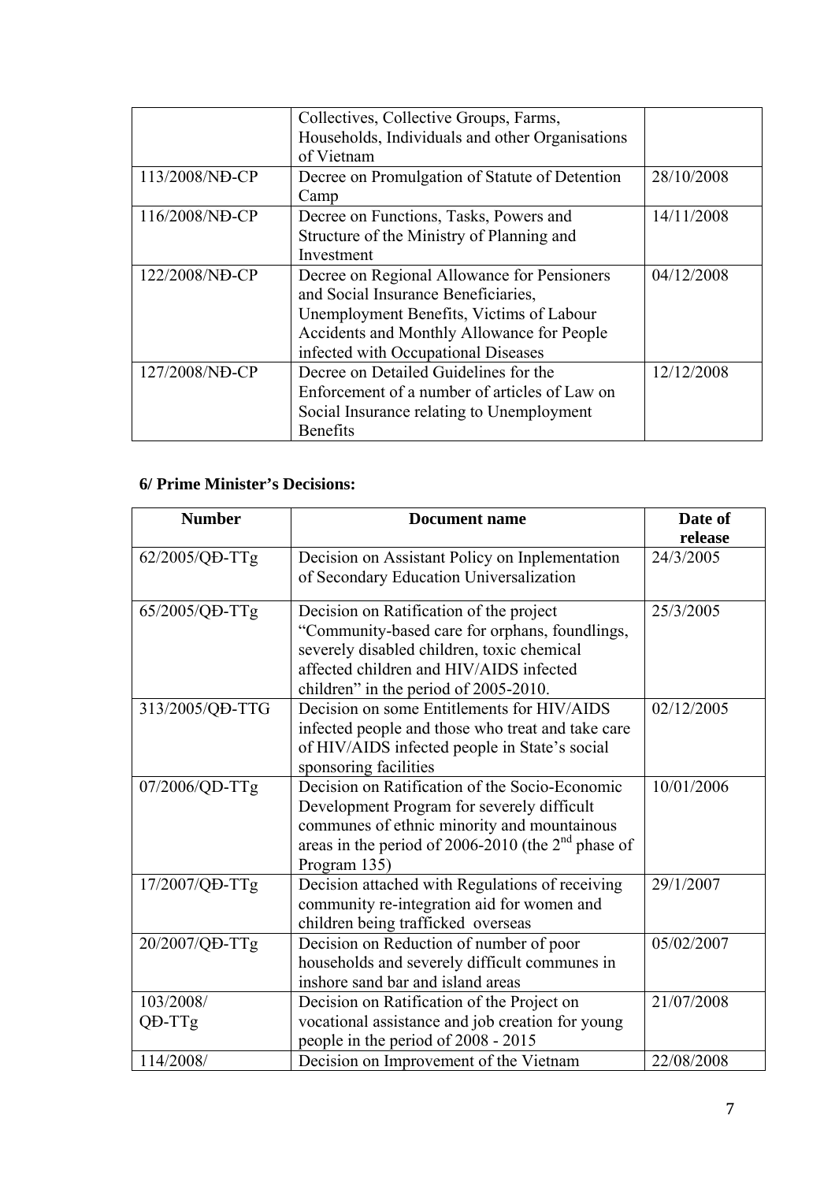| | | |
|---|---|---|
| | Collectives, Collective Groups, Farms, Households, Individuals and other Organisations of Vietnam | |
| 113/2008/NĐ-CP | Decree on Promulgation of Statute of Detention Camp | 28/10/2008 |
| 116/2008/NĐ-CP | Decree on Functions, Tasks, Powers and Structure of the Ministry of Planning and Investment | 14/11/2008 |
| 122/2008/NĐ-CP | Decree on Regional Allowance for Pensioners and Social Insurance Beneficiaries, Unemployment Benefits, Victims of Labour Accidents and Monthly Allowance for People infected with Occupational Diseases | 04/12/2008 |
| 127/2008/NĐ-CP | Decree on Detailed Guidelines for the Enforcement of a number of articles of Law on Social Insurance relating to Unemployment Benefits | 12/12/2008 |

**6/ Prime Minister's Decisions:**

| Number | Document name | Date of release |
|---|---|---|
| 62/2005/QĐ-TTg | Decision on Assistant Policy on Inplementation of Secondary Education Universalization | 24/3/2005 |
| 65/2005/QĐ-TTg | Decision on Ratification of the project "Community-based care for orphans, foundlings, severely disabled children, toxic chemical affected children and HIV/AIDS infected children" in the period of 2005-2010. | 25/3/2005 |
| 313/2005/QĐ-TTG | Decision on some Entitlements for HIV/AIDS infected people and those who treat and take care of HIV/AIDS infected people in State's social sponsoring facilities | 02/12/2005 |
| 07/2006/QD-TTg | Decision on Ratification of the Socio-Economic Development Program for severely difficult communes of ethnic minority and mountainous areas in the period of 2006-2010 (the 2nd phase of Program 135) | 10/01/2006 |
| 17/2007/QĐ-TTg | Decision attached with Regulations of receiving community re-integration aid for women and children being trafficked overseas | 29/1/2007 |
| 20/2007/QĐ-TTg | Decision on Reduction of number of poor households and severely difficult communes in inshore sand bar and island areas | 05/02/2007 |
| 103/2008/ QĐ-TTg | Decision on Ratification of the Project on vocational assistance and job creation for young people in the period of 2008 - 2015 | 21/07/2008 |
| 114/2008/ | Decision on Improvement of the Vietnam | 22/08/2008 |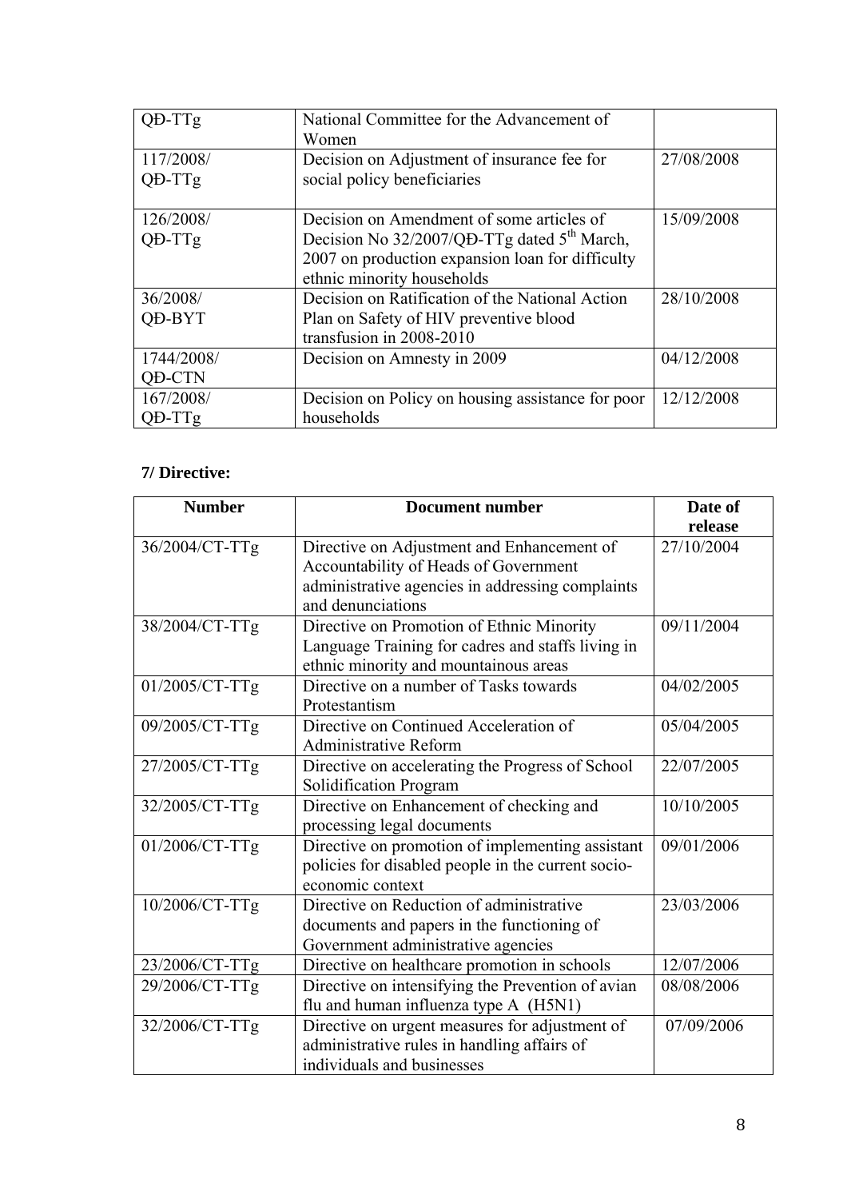| | | |
|---|---|---|
| QĐ-TTg | National Committee for the Advancement of Women | |
| 117/2008/ QĐ-TTg | Decision on Adjustment of insurance fee for social policy beneficiaries | 27/08/2008 |
| 126/2008/ QĐ-TTg | Decision on Amendment of some articles of Decision No 32/2007/QĐ-TTg dated 5th March, 2007 on production expansion loan for difficulty ethnic minority households | 15/09/2008 |
| 36/2008/ QĐ-BYT | Decision on Ratification of the National Action Plan on Safety of HIV preventive blood transfusion in 2008-2010 | 28/10/2008 |
| 1744/2008/ QĐ-CTN | Decision on Amnesty in 2009 | 04/12/2008 |
| 167/2008/ QĐ-TTg | Decision on Policy on housing assistance for poor households | 12/12/2008 |

**7/ Directive:**

| Number | Document number | Date of release |
|---|---|---|
| 36/2004/CT-TTg | Directive on Adjustment and Enhancement of Accountability of Heads of Government administrative agencies in addressing complaints and denunciations | 27/10/2004 |
| 38/2004/CT-TTg | Directive on Promotion of Ethnic Minority Language Training for cadres and staffs living in ethnic minority and mountainous areas | 09/11/2004 |
| 01/2005/CT-TTg | Directive on a number of Tasks towards Protestantism | 04/02/2005 |
| 09/2005/CT-TTg | Directive on Continued Acceleration of Administrative Reform | 05/04/2005 |
| 27/2005/CT-TTg | Directive on accelerating the Progress of School Solidification Program | 22/07/2005 |
| 32/2005/CT-TTg | Directive on Enhancement of checking and processing legal documents | 10/10/2005 |
| 01/2006/CT-TTg | Directive on promotion of implementing assistant policies for disabled people in the current socio-economic context | 09/01/2006 |
| 10/2006/CT-TTg | Directive on Reduction of administrative documents and papers in the functioning of Government administrative agencies | 23/03/2006 |
| 23/2006/CT-TTg | Directive on healthcare promotion in schools | 12/07/2006 |
| 29/2006/CT-TTg | Directive on intensifying the Prevention of avian flu and human influenza type A (H5N1) | 08/08/2006 |
| 32/2006/CT-TTg | Directive on urgent measures for adjustment of administrative rules in handling affairs of individuals and businesses | 07/09/2006 |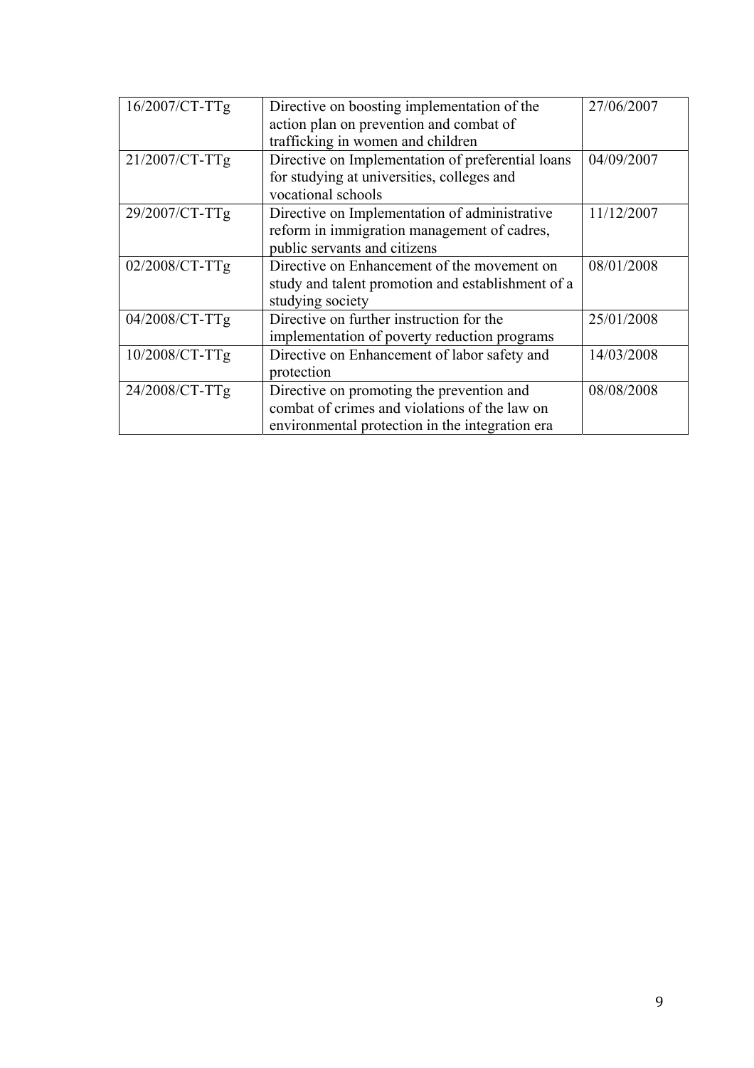| | | |
|---|---|---|
| 16/2007/CT-TTg | Directive on boosting implementation of the action plan on prevention and combat of trafficking in women and children | 27/06/2007 |
| 21/2007/CT-TTg | Directive on Implementation of preferential loans for studying at universities, colleges and vocational schools | 04/09/2007 |
| 29/2007/CT-TTg | Directive on Implementation of administrative reform in immigration management of cadres, public servants and citizens | 11/12/2007 |
| 02/2008/CT-TTg | Directive on Enhancement of the movement on study and talent promotion and establishment of a studying society | 08/01/2008 |
| 04/2008/CT-TTg | Directive on further instruction for the implementation of poverty reduction programs | 25/01/2008 |
| 10/2008/CT-TTg | Directive on Enhancement of labor safety and protection | 14/03/2008 |
| 24/2008/CT-TTg | Directive on promoting the prevention and combat of crimes and violations of the law on environmental protection in the integration era | 08/08/2008 |